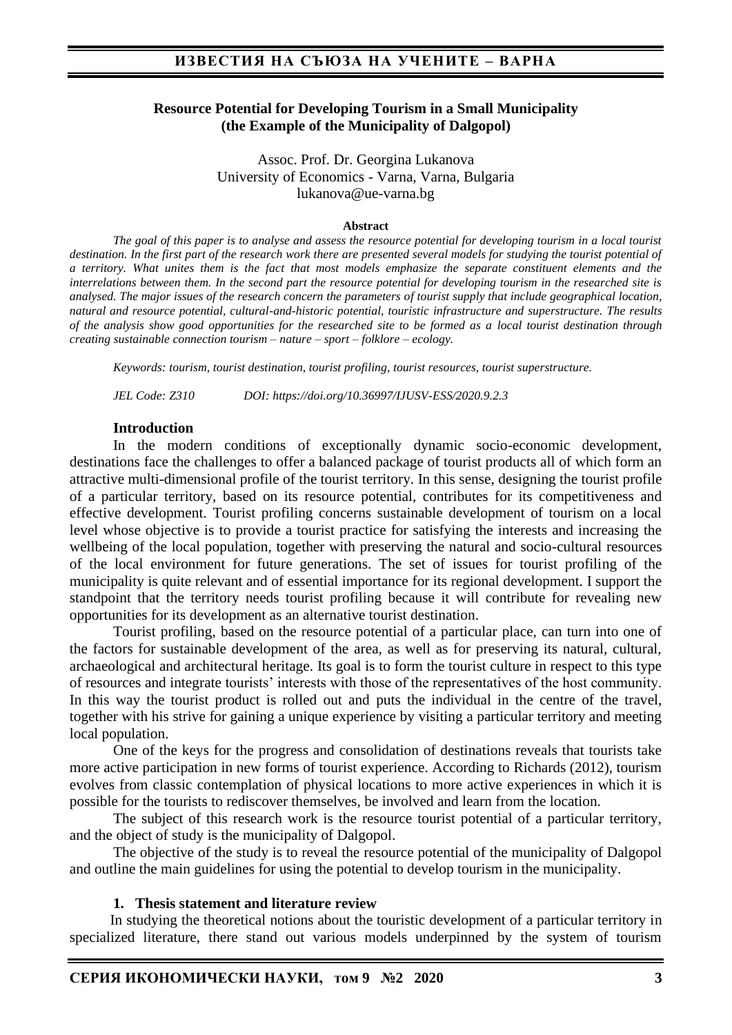# Resource Potential for Developing Tourism in a Small Municipality (the Example of the Municipality of Dalgopol)

Assoc. Prof. Dr. Georgina Lukanova
University of Economics - Varna, Varna, Bulgaria
lukanova@ue-varna.bg

**Abstract**

*The goal of this paper is to analyse and assess the resource potential for developing tourism in a local tourist destination. In the first part of the research work there are presented several models for studying the tourist potential of a territory. What unites them is the fact that most models emphasize the separate constituent elements and the interrelations between them. In the second part the resource potential for developing tourism in the researched site is analysed. The major issues of the research concern the parameters of tourist supply that include geographical location, natural and resource potential, cultural-and-historic potential, touristic infrastructure and superstructure. The results of the analysis show good opportunities for the researched site to be formed as a local tourist destination through creating sustainable connection tourism – nature – sport – folklore – ecology.*

*Keywords: tourism, tourist destination, tourist profiling, tourist resources, tourist superstructure.*

*JEL Code: Z310* *DOI: https://doi.org/10.36997/IJUSV-ESS/2020.9.2.3*

## Introduction

In the modern conditions of exceptionally dynamic socio-economic development, destinations face the challenges to offer a balanced package of tourist products all of which form an attractive multi-dimensional profile of the tourist territory. In this sense, designing the tourist profile of a particular territory, based on its resource potential, contributes for its competitiveness and effective development. Tourist profiling concerns sustainable development of tourism on a local level whose objective is to provide a tourist practice for satisfying the interests and increasing the wellbeing of the local population, together with preserving the natural and socio-cultural resources of the local environment for future generations. The set of issues for tourist profiling of the municipality is quite relevant and of essential importance for its regional development. I support the standpoint that the territory needs tourist profiling because it will contribute for revealing new opportunities for its development as an alternative tourist destination.

Tourist profiling, based on the resource potential of a particular place, can turn into one of the factors for sustainable development of the area, as well as for preserving its natural, cultural, archaeological and architectural heritage. Its goal is to form the tourist culture in respect to this type of resources and integrate tourists' interests with those of the representatives of the host community. In this way the tourist product is rolled out and puts the individual in the centre of the travel, together with his strive for gaining a unique experience by visiting a particular territory and meeting local population.

One of the keys for the progress and consolidation of destinations reveals that tourists take more active participation in new forms of tourist experience. According to Richards (2012), tourism evolves from classic contemplation of physical locations to more active experiences in which it is possible for the tourists to rediscover themselves, be involved and learn from the location.

The subject of this research work is the resource tourist potential of a particular territory, and the object of study is the municipality of Dalgopol.

The objective of the study is to reveal the resource potential of the municipality of Dalgopol and outline the main guidelines for using the potential to develop tourism in the municipality.

### 1. Thesis statement and literature review

In studying the theoretical notions about the touristic development of a particular territory in specialized literature, there stand out various models underpinned by the system of tourism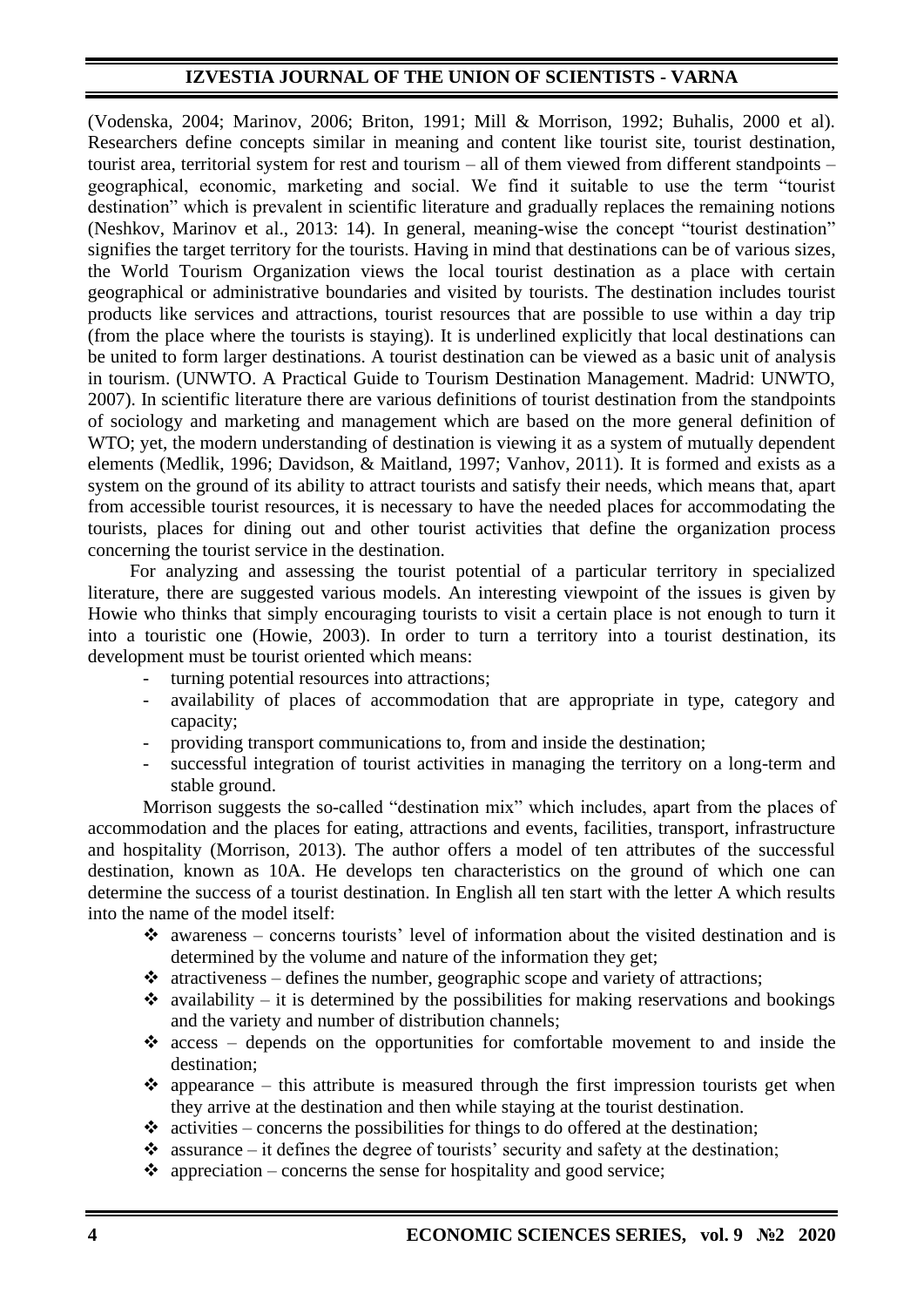(Vodenska, 2004; Marinov, 2006; Briton, 1991; Mill & Morrison, 1992; Buhalis, 2000 et al). Researchers define concepts similar in meaning and content like tourist site, tourist destination, tourist area, territorial system for rest and tourism – all of them viewed from different standpoints – geographical, economic, marketing and social. We find it suitable to use the term "tourist destination" which is prevalent in scientific literature and gradually replaces the remaining notions (Neshkov, Marinov et al., 2013: 14). In general, meaning-wise the concept "tourist destination" signifies the target territory for the tourists. Having in mind that destinations can be of various sizes, the World Tourism Organization views the local tourist destination as a place with certain geographical or administrative boundaries and visited by tourists. The destination includes tourist products like services and attractions, tourist resources that are possible to use within a day trip (from the place where the tourists is staying). It is underlined explicitly that local destinations can be united to form larger destinations. A tourist destination can be viewed as a basic unit of analysis in tourism. (UNWTO. A Practical Guide to Tourism Destination Management. Madrid: UNWTO, 2007). In scientific literature there are various definitions of tourist destination from the standpoints of sociology and marketing and management which are based on the more general definition of WTO; yet, the modern understanding of destination is viewing it as a system of mutually dependent elements (Medlik, 1996; Davidson, & Maitland, 1997; Vanhov, 2011). It is formed and exists as a system on the ground of its ability to attract tourists and satisfy their needs, which means that, apart from accessible tourist resources, it is necessary to have the needed places for accommodating the tourists, places for dining out and other tourist activities that define the organization process concerning the tourist service in the destination.

For analyzing and assessing the tourist potential of a particular territory in specialized literature, there are suggested various models. An interesting viewpoint of the issues is given by Howie who thinks that simply encouraging tourists to visit a certain place is not enough to turn it into a touristic one (Howie, 2003). In order to turn a territory into a tourist destination, its development must be tourist oriented which means:

- turning potential resources into attractions;
- availability of places of accommodation that are appropriate in type, category and capacity;
- providing transport communications to, from and inside the destination;
- successful integration of tourist activities in managing the territory on a long-term and stable ground.

Morrison suggests the so-called "destination mix" which includes, apart from the places of accommodation and the places for eating, attractions and events, facilities, transport, infrastructure and hospitality (Morrison, 2013). The author offers a model of ten attributes of the successful destination, known as 10A. He develops ten characteristics on the ground of which one can determine the success of a tourist destination. In English all ten start with the letter A which results into the name of the model itself:

- awareness – concerns tourists' level of information about the visited destination and is determined by the volume and nature of the information they get;
- atractiveness – defines the number, geographic scope and variety of attractions;
- availability – it is determined by the possibilities for making reservations and bookings and the variety and number of distribution channels;
- access – depends on the opportunities for comfortable movement to and inside the destination;
- appearance – this attribute is measured through the first impression tourists get when they arrive at the destination and then while staying at the tourist destination.
- activities – concerns the possibilities for things to do offered at the destination;
- assurance – it defines the degree of tourists' security and safety at the destination;
- appreciation – concerns the sense for hospitality and good service;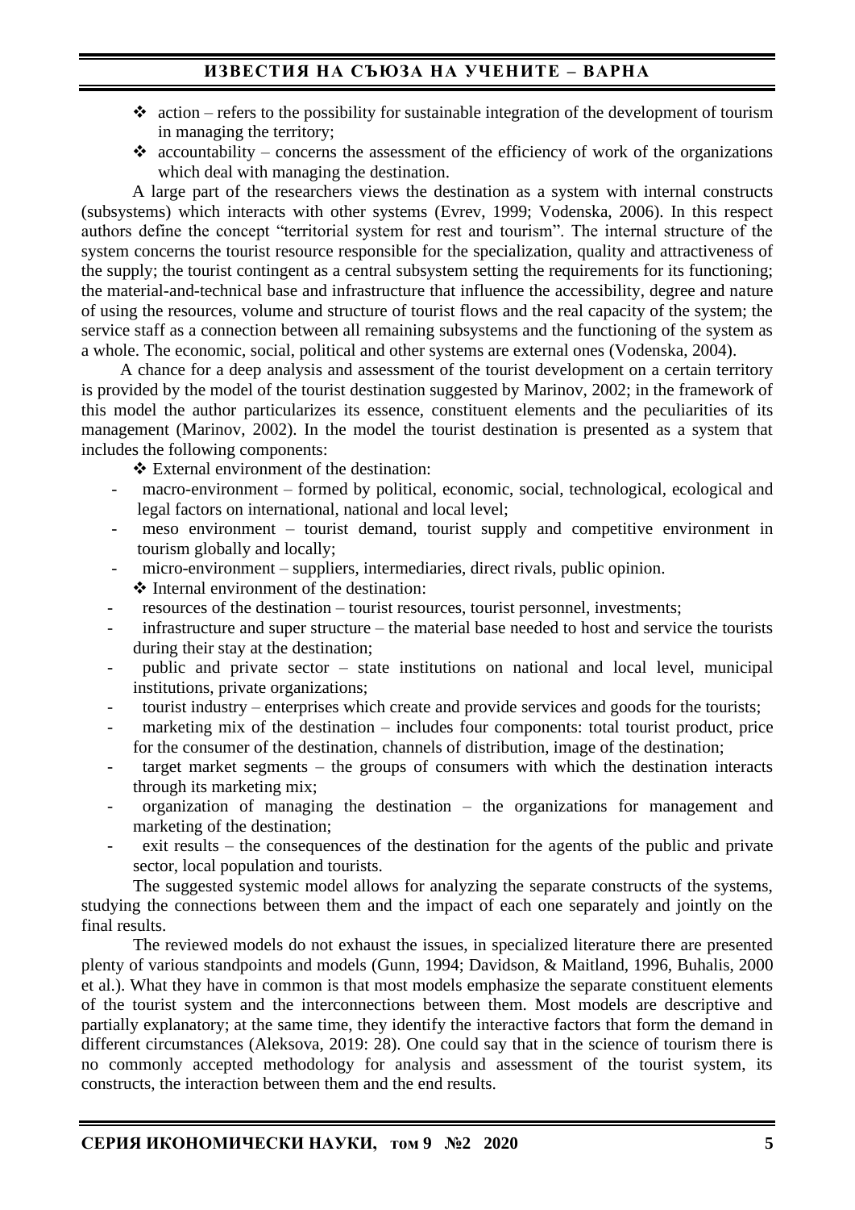- ❖ action – refers to the possibility for sustainable integration of the development of tourism in managing the territory;
- ❖ accountability – concerns the assessment of the efficiency of work of the organizations which deal with managing the destination.

A large part of the researchers views the destination as a system with internal constructs (subsystems) which interacts with other systems (Evrev, 1999; Vodenska, 2006). In this respect authors define the concept "territorial system for rest and tourism". The internal structure of the system concerns the tourist resource responsible for the specialization, quality and attractiveness of the supply; the tourist contingent as a central subsystem setting the requirements for its functioning; the material-and-technical base and infrastructure that influence the accessibility, degree and nature of using the resources, volume and structure of tourist flows and the real capacity of the system; the service staff as a connection between all remaining subsystems and the functioning of the system as a whole. The economic, social, political and other systems are external ones (Vodenska, 2004).

A chance for a deep analysis and assessment of the tourist development on a certain territory is provided by the model of the tourist destination suggested by Marinov, 2002; in the framework of this model the author particularizes its essence, constituent elements and the peculiarities of its management (Marinov, 2002). In the model the tourist destination is presented as a system that includes the following components:

❖ External environment of the destination:

- macro-environment – formed by political, economic, social, technological, ecological and legal factors on international, national and local level;
- meso environment – tourist demand, tourist supply and competitive environment in tourism globally and locally;
- micro-environment – suppliers, intermediaries, direct rivals, public opinion.

❖ Internal environment of the destination:

- resources of the destination – tourist resources, tourist personnel, investments;
- infrastructure and super structure – the material base needed to host and service the tourists during their stay at the destination;
- public and private sector – state institutions on national and local level, municipal institutions, private organizations;
- tourist industry – enterprises which create and provide services and goods for the tourists;
- marketing mix of the destination – includes four components: total tourist product, price for the consumer of the destination, channels of distribution, image of the destination;
- target market segments – the groups of consumers with which the destination interacts through its marketing mix;
- organization of managing the destination – the organizations for management and marketing of the destination;
- exit results – the consequences of the destination for the agents of the public and private sector, local population and tourists.

The suggested systemic model allows for analyzing the separate constructs of the systems, studying the connections between them and the impact of each one separately and jointly on the final results.

The reviewed models do not exhaust the issues, in specialized literature there are presented plenty of various standpoints and models (Gunn, 1994; Davidson, & Maitland, 1996, Buhalis, 2000 et al.). What they have in common is that most models emphasize the separate constituent elements of the tourist system and the interconnections between them. Most models are descriptive and partially explanatory; at the same time, they identify the interactive factors that form the demand in different circumstances (Aleksova, 2019: 28). One could say that in the science of tourism there is no commonly accepted methodology for analysis and assessment of the tourist system, its constructs, the interaction between them and the end results.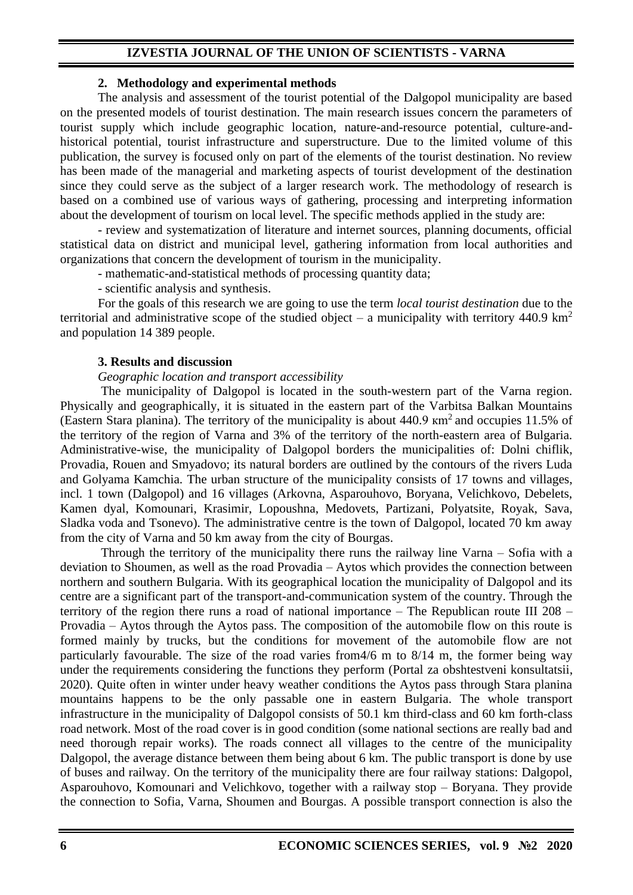## 2. Methodology and experimental methods

The analysis and assessment of the tourist potential of the Dalgopol municipality are based on the presented models of tourist destination. The main research issues concern the parameters of tourist supply which include geographic location, nature-and-resource potential, culture-and-historical potential, tourist infrastructure and superstructure. Due to the limited volume of this publication, the survey is focused only on part of the elements of the tourist destination. No review has been made of the managerial and marketing aspects of tourist development of the destination since they could serve as the subject of a larger research work. The methodology of research is based on a combined use of various ways of gathering, processing and interpreting information about the development of tourism on local level. The specific methods applied in the study are:

- review and systematization of literature and internet sources, planning documents, official statistical data on district and municipal level, gathering information from local authorities and organizations that concern the development of tourism in the municipality.
- mathematic-and-statistical methods of processing quantity data;
- scientific analysis and synthesis.

For the goals of this research we are going to use the term *local tourist destination* due to the territorial and administrative scope of the studied object – a municipality with territory 440.9 km$^2$ and population 14 389 people.

## 3. Results and discussion

*Geographic location and transport accessibility*

The municipality of Dalgopol is located in the south-western part of the Varna region. Physically and geographically, it is situated in the eastern part of the Varbitsa Balkan Mountains (Eastern Stara planina). The territory of the municipality is about 440.9 км$^2$ and occupies 11.5% of the territory of the region of Varna and 3% of the territory of the north-eastern area of Bulgaria. Administrative-wise, the municipality of Dalgopol borders the municipalities of: Dolni chiflik, Provadia, Rouen and Smyadovo; its natural borders are outlined by the contours of the rivers Luda and Golyama Kamchia. The urban structure of the municipality consists of 17 towns and villages, incl. 1 town (Dalgopol) and 16 villages (Arkovna, Asparouhovo, Boryana, Velichkovo, Debelets, Kamen dyal, Komounari, Krasimir, Lopoushna, Medovets, Partizani, Polyatsite, Royak, Sava, Sladka voda and Tsonevo). The administrative centre is the town of Dalgopol, located 70 km away from the city of Varna and 50 km away from the city of Bourgas.

Through the territory of the municipality there runs the railway line Varna – Sofia with a deviation to Shoumen, as well as the road Provadia – Aytos which provides the connection between northern and southern Bulgaria. With its geographical location the municipality of Dalgopol and its centre are a significant part of the transport-and-communication system of the country. Through the territory of the region there runs a road of national importance – The Republican route III 208 – Provadia – Aytos through the Aytos pass. The composition of the automobile flow on this route is formed mainly by trucks, but the conditions for movement of the automobile flow are not particularly favourable. The size of the road varies from4/6 m to 8/14 m, the former being way under the requirements considering the functions they perform (Portal za obshtestveni konsultatsii, 2020). Quite often in winter under heavy weather conditions the Aytos pass through Stara planina mountains happens to be the only passable one in eastern Bulgaria. The whole transport infrastructure in the municipality of Dalgopol consists of 50.1 km third-class and 60 km forth-class road network. Most of the road cover is in good condition (some national sections are really bad and need thorough repair works). The roads connect all villages to the centre of the municipality Dalgopol, the average distance between them being about 6 km. The public transport is done by use of buses and railway. On the territory of the municipality there are four railway stations: Dalgopol, Asparouhovo, Komounari and Velichkovo, together with a railway stop – Boryana. They provide the connection to Sofia, Varna, Shoumen and Bourgas. A possible transport connection is also the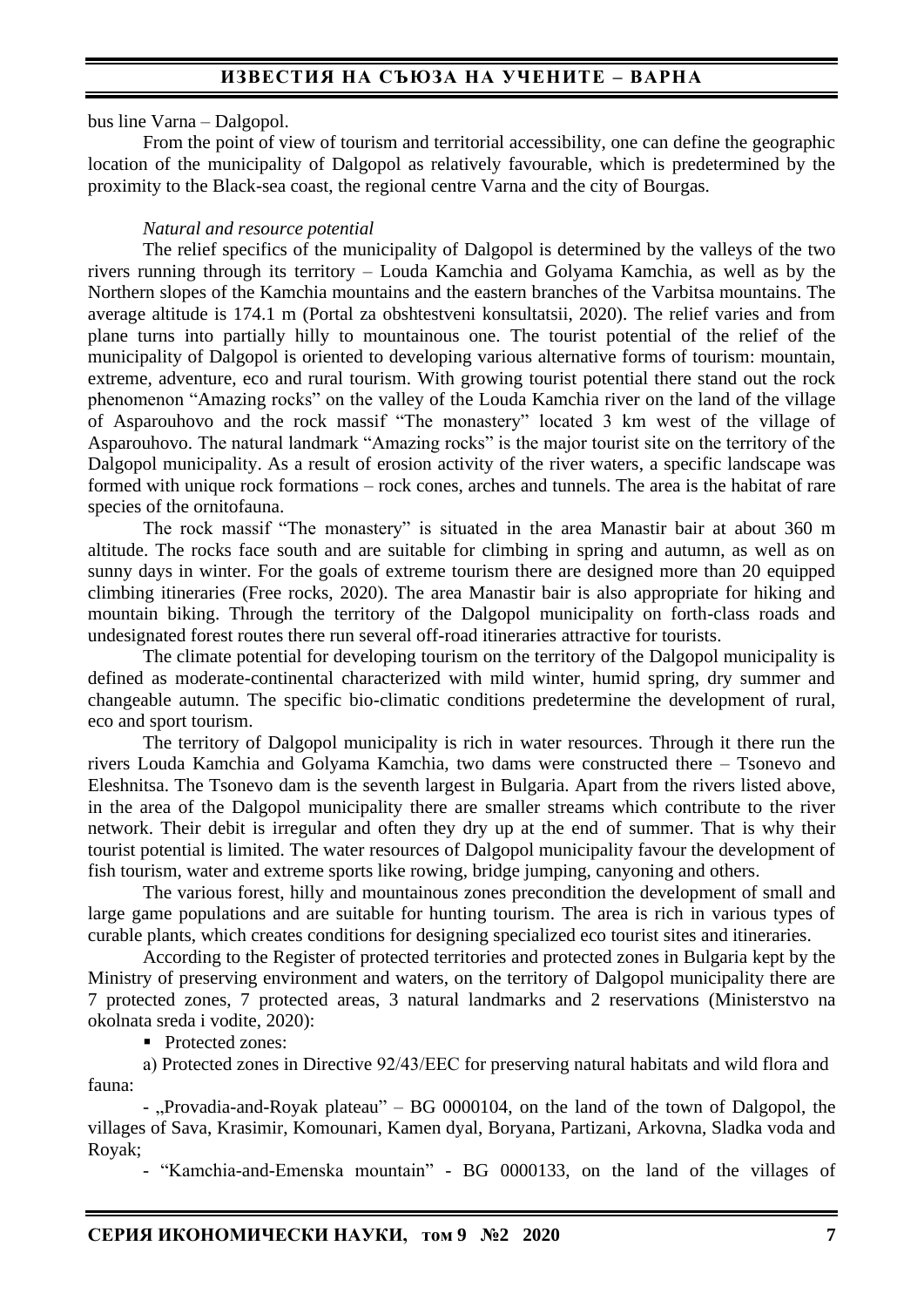bus line Varna – Dalgopol.

From the point of view of tourism and territorial accessibility, one can define the geographic location of the municipality of Dalgopol as relatively favourable, which is predetermined by the proximity to the Black-sea coast, the regional centre Varna and the city of Bourgas.

*Natural and resource potential*

The relief specifics of the municipality of Dalgopol is determined by the valleys of the two rivers running through its territory – Louda Kamchia and Golyama Kamchia, as well as by the Northern slopes of the Kamchia mountains and the eastern branches of the Varbitsa mountains. The average altitude is 174.1 m (Portal za obshtestveni konsultatsii, 2020). The relief varies and from plane turns into partially hilly to mountainous one. The tourist potential of the relief of the municipality of Dalgopol is oriented to developing various alternative forms of tourism: mountain, extreme, adventure, eco and rural tourism. With growing tourist potential there stand out the rock phenomenon "Amazing rocks" on the valley of the Louda Kamchia river on the land of the village of Asparouhovo and the rock massif "The monastery" located 3 km west of the village of Asparouhovo. The natural landmark "Amazing rocks" is the major tourist site on the territory of the Dalgopol municipality. As a result of erosion activity of the river waters, a specific landscape was formed with unique rock formations – rock cones, arches and tunnels. The area is the habitat of rare species of the ornitofauna.

The rock massif "The monastery" is situated in the area Manastir bair at about 360 m altitude. The rocks face south and are suitable for climbing in spring and autumn, as well as on sunny days in winter. For the goals of extreme tourism there are designed more than 20 equipped climbing itineraries (Free rocks, 2020). The area Manastir bair is also appropriate for hiking and mountain biking. Through the territory of the Dalgopol municipality on forth-class roads and undesignated forest routes there run several off-road itineraries attractive for tourists.

The climate potential for developing tourism on the territory of the Dalgopol municipality is defined as moderate-continental characterized with mild winter, humid spring, dry summer and changeable autumn. The specific bio-climatic conditions predetermine the development of rural, eco and sport tourism.

The territory of Dalgopol municipality is rich in water resources. Through it there run the rivers Louda Kamchia and Golyama Kamchia, two dams were constructed there – Tsonevo and Eleshnitsa. The Tsonevo dam is the seventh largest in Bulgaria. Apart from the rivers listed above, in the area of the Dalgopol municipality there are smaller streams which contribute to the river network. Their debit is irregular and often they dry up at the end of summer. That is why their tourist potential is limited. The water resources of Dalgopol municipality favour the development of fish tourism, water and extreme sports like rowing, bridge jumping, canyoning and others.

The various forest, hilly and mountainous zones precondition the development of small and large game populations and are suitable for hunting tourism. The area is rich in various types of curable plants, which creates conditions for designing specialized eco tourist sites and itineraries.

According to the Register of protected territories and protected zones in Bulgaria kept by the Ministry of preserving environment and waters, on the territory of Dalgopol municipality there are 7 protected zones, 7 protected areas, 3 natural landmarks and 2 reservations (Ministerstvo na okolnata sreda i vodite, 2020):

- Protected zones:

a) Protected zones in Directive 92/43/EEC for preserving natural habitats and wild flora and fauna:

- „Provadia-and-Royak plateau" – BG 0000104, on the land of the town of Dalgopol, the villages of Sava, Krasimir, Komounari, Kamen dyal, Boryana, Partizani, Arkovna, Sladka voda and Royak;

- "Kamchia-and-Emenska mountain" - BG 0000133, on the land of the villages of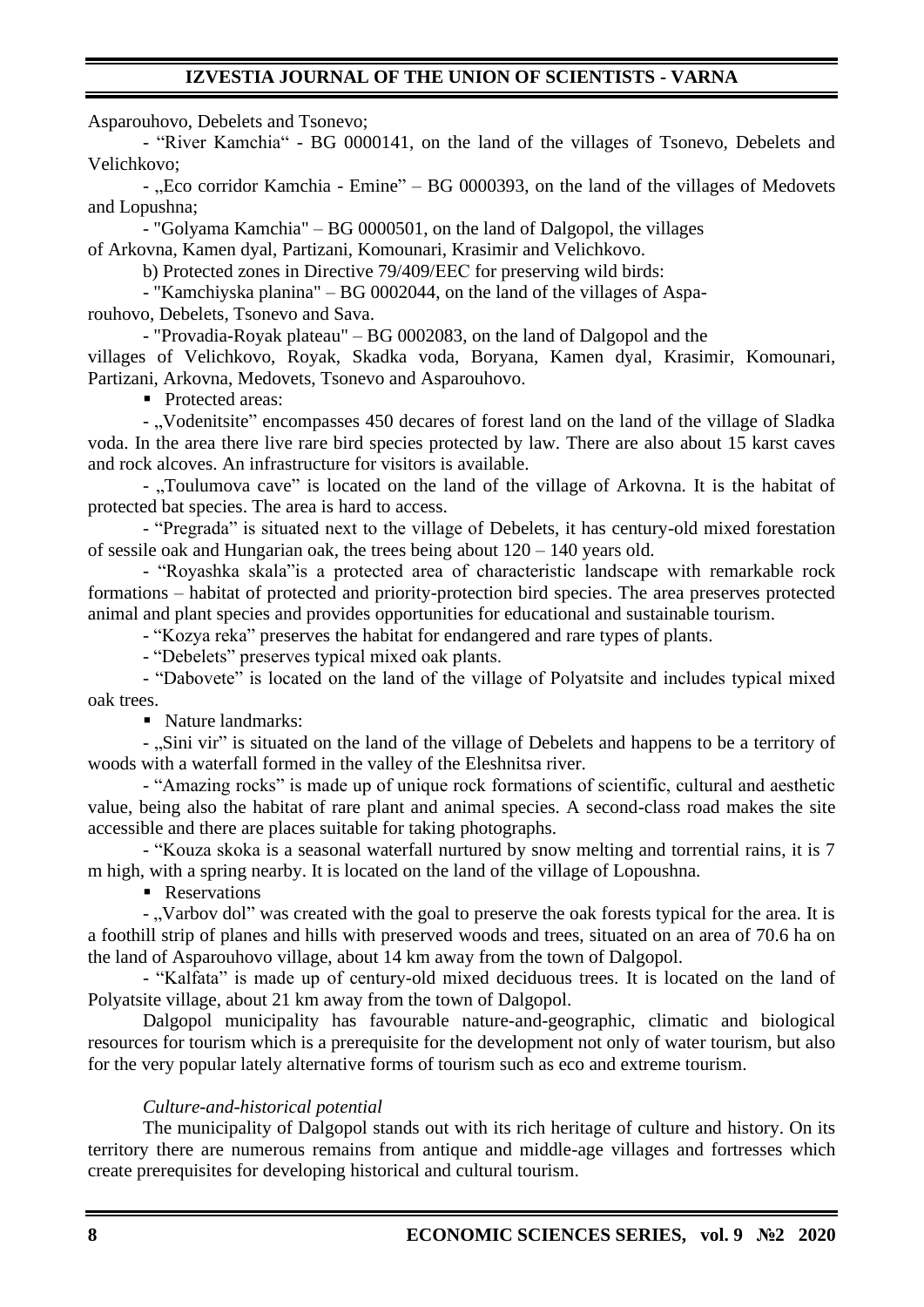Asparouhovo, Debelets and Tsonevo;

- "River Kamchia" - BG 0000141, on the land of the villages of Tsonevo, Debelets and Velichkovo;

- „Eco corridor Kamchia - Emine" – BG 0000393, on the land of the villages of Medovets and Lopushna;

- "Golyama Kamchia" – BG 0000501, on the land of Dalgopol, the villages of Arkovna, Kamen dyal, Partizani, Komounari, Krasimir and Velichkovo.

b) Protected zones in Directive 79/409/EEC for preserving wild birds:

- "Kamchiyska planina" – BG 0002044, on the land of the villages of Asparouhovo, Debelets, Tsonevo and Sava.

- "Provadia-Royak plateau" – BG 0002083, on the land of Dalgopol and the villages of Velichkovo, Royak, Skadka voda, Boryana, Kamen dyal, Krasimir, Komounari, Partizani, Arkovna, Medovets, Tsonevo and Asparouhovo.

- Protected areas:

- „Vodenitsite" encompasses 450 decares of forest land on the land of the village of Sladka voda. In the area there live rare bird species protected by law. There are also about 15 karst caves and rock alcoves. An infrastructure for visitors is available.

- „Toulumova cave" is located on the land of the village of Arkovna. It is the habitat of protected bat species. The area is hard to access.

- "Pregrada" is situated next to the village of Debelets, it has century-old mixed forestation of sessile oak and Hungarian oak, the trees being about 120 – 140 years old.

- "Royashka skala"is a protected area of characteristic landscape with remarkable rock formations – habitat of protected and priority-protection bird species. The area preserves protected animal and plant species and provides opportunities for educational and sustainable tourism.

- "Kozya reka" preserves the habitat for endangered and rare types of plants.

- "Debelets" preserves typical mixed oak plants.

- "Dabovete" is located on the land of the village of Polyatsite and includes typical mixed oak trees.

- Nature landmarks:

- „Sini vir" is situated on the land of the village of Debelets and happens to be a territory of woods with a waterfall formed in the valley of the Eleshnitsa river.

- "Amazing rocks" is made up of unique rock formations of scientific, cultural and aesthetic value, being also the habitat of rare plant and animal species. A second-class road makes the site accessible and there are places suitable for taking photographs.

- "Kouza skoka is a seasonal waterfall nurtured by snow melting and torrential rains, it is 7 m high, with a spring nearby. It is located on the land of the village of Lopoushna.

- Reservations

- „Varbov dol" was created with the goal to preserve the oak forests typical for the area. It is a foothill strip of planes and hills with preserved woods and trees, situated on an area of 70.6 ha on the land of Asparouhovo village, about 14 km away from the town of Dalgopol.

- "Kalfata" is made up of century-old mixed deciduous trees. It is located on the land of Polyatsite village, about 21 km away from the town of Dalgopol.

Dalgopol municipality has favourable nature-and-geographic, climatic and biological resources for tourism which is a prerequisite for the development not only of water tourism, but also for the very popular lately alternative forms of tourism such as eco and extreme tourism.

*Culture-and-historical potential*

The municipality of Dalgopol stands out with its rich heritage of culture and history. On its territory there are numerous remains from antique and middle-age villages and fortresses which create prerequisites for developing historical and cultural tourism.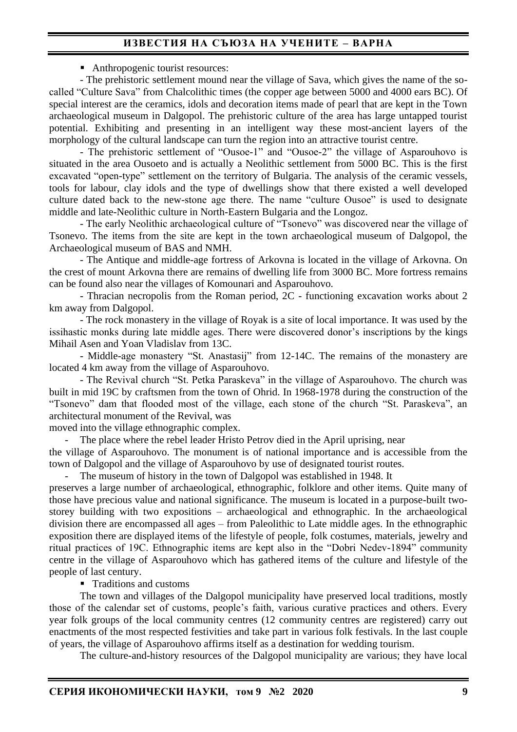- Anthropogenic tourist resources:

- The prehistoric settlement mound near the village of Sava, which gives the name of the so-called "Culture Sava" from Chalcolithic times (the copper age between 5000 and 4000 ears BC). Of special interest are the ceramics, idols and decoration items made of pearl that are kept in the Town archaeological museum in Dalgopol. The prehistoric culture of the area has large untapped tourist potential. Exhibiting and presenting in an intelligent way these most-ancient layers of the morphology of the cultural landscape can turn the region into an attractive tourist centre.

- The prehistoric settlement of "Ousoe-1" and "Ousoe-2" the village of Asparouhovo is situated in the area Ousoeto and is actually a Neolithic settlement from 5000 BC. This is the first excavated "open-type" settlement on the territory of Bulgaria. The analysis of the ceramic vessels, tools for labour, clay idols and the type of dwellings show that there existed a well developed culture dated back to the new-stone age there. The name "culture Ousoe" is used to designate middle and late-Neolithic culture in North-Eastern Bulgaria and the Longoz.

- The early Neolithic archaeological culture of "Tsonevo" was discovered near the village of Tsonevo. The items from the site are kept in the town archaeological museum of Dalgopol, the Archaeological museum of BAS and NMH.

- The Antique and middle-age fortress of Arkovna is located in the village of Arkovna. On the crest of mount Arkovna there are remains of dwelling life from 3000 BC. More fortress remains can be found also near the villages of Komounari and Asparouhovo.

- Thracian necropolis from the Roman period, 2C - functioning excavation works about 2 km away from Dalgopol.

- The rock monastery in the village of Royak is a site of local importance. It was used by the issihastic monks during late middle ages. There were discovered donor's inscriptions by the kings Mihail Asen and Yoan Vladislav from 13C.

- Middle-age monastery "St. Anastasij" from 12-14C. The remains of the monastery are located 4 km away from the village of Asparouhovo.

- The Revival church "St. Petka Paraskeva" in the village of Asparouhovo. The church was built in mid 19C by craftsmen from the town of Ohrid. In 1968-1978 during the construction of the "Tsonevo" dam that flooded most of the village, each stone of the church "St. Paraskeva", an architectural monument of the Revival, was moved into the village ethnographic complex.

- The place where the rebel leader Hristo Petrov died in the April uprising, near the village of Asparouhovo. The monument is of national importance and is accessible from the town of Dalgopol and the village of Asparouhovo by use of designated tourist routes.

- The museum of history in the town of Dalgopol was established in 1948. It preserves a large number of archaeological, ethnographic, folklore and other items. Quite many of those have precious value and national significance. The museum is located in a purpose-built two-storey building with two expositions – archaeological and ethnographic. In the archaeological division there are encompassed all ages – from Paleolithic to Late middle ages. In the ethnographic exposition there are displayed items of the lifestyle of people, folk costumes, materials, jewelry and ritual practices of 19C. Ethnographic items are kept also in the "Dobri Nedev-1894" community centre in the village of Asparouhovo which has gathered items of the culture and lifestyle of the people of last century.

- Traditions and customs

The town and villages of the Dalgopol municipality have preserved local traditions, mostly those of the calendar set of customs, people's faith, various curative practices and others. Every year folk groups of the local community centres (12 community centres are registered) carry out enactments of the most respected festivities and take part in various folk festivals. In the last couple of years, the village of Asparouhovo affirms itself as a destination for wedding tourism.

The culture-and-history resources of the Dalgopol municipality are various; they have local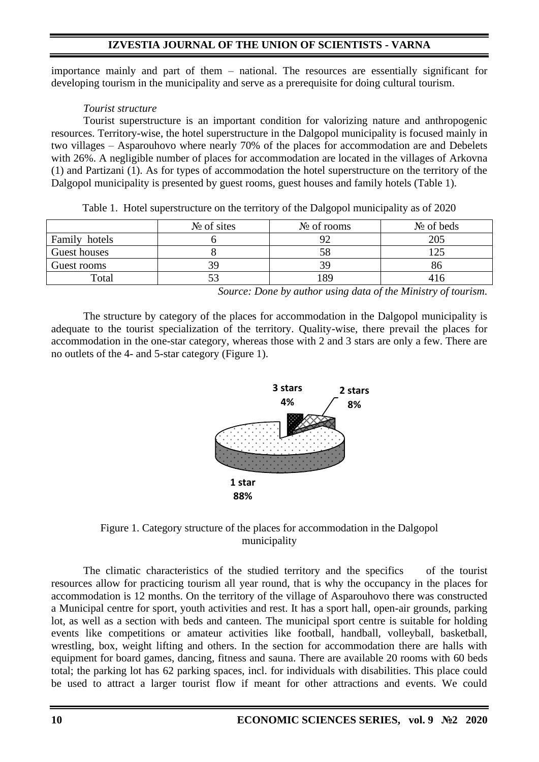importance mainly and part of them – national. The resources are essentially significant for developing tourism in the municipality and serve as a prerequisite for doing cultural tourism.

*Tourist structure*

Tourist superstructure is an important condition for valorizing nature and anthropogenic resources. Territory-wise, the hotel superstructure in the Dalgopol municipality is focused mainly in two villages – Asparouhovo where nearly 70% of the places for accommodation are and Debelets with 26%. A negligible number of places for accommodation are located in the villages of Arkovna (1) and Partizani (1). As for types of accommodation the hotel superstructure on the territory of the Dalgopol municipality is presented by guest rooms, guest houses and family hotels (Table 1).

Table 1. Hotel superstructure on the territory of the Dalgopol municipality as of 2020

| | № of sites | № of rooms | № of beds |
|---|---|---|---|
| Family hotels | 6 | 92 | 205 |
| Guest houses | 8 | 58 | 125 |
| Guest rooms | 39 | 39 | 86 |
| Total | 53 | 189 | 416 |

*Source: Done by author using data of the Ministry of tourism.*

The structure by category of the places for accommodation in the Dalgopol municipality is adequate to the tourist specialization of the territory. Quality-wise, there prevail the places for accommodation in the one-star category, whereas those with 2 and 3 stars are only a few. There are no outlets of the 4- and 5-star category (Figure 1).

3 stars 4%
2 stars 8%
1 star 88%

Figure 1. Category structure of the places for accommodation in the Dalgopol municipality

The climatic characteristics of the studied territory and the specifics of the tourist resources allow for practicing tourism all year round, that is why the occupancy in the places for accommodation is 12 months. On the territory of the village of Asparouhovo there was constructed a Municipal centre for sport, youth activities and rest. It has a sport hall, open-air grounds, parking lot, as well as a section with beds and canteen. The municipal sport centre is suitable for holding events like competitions or amateur activities like football, handball, volleyball, basketball, wrestling, box, weight lifting and others. In the section for accommodation there are halls with equipment for board games, dancing, fitness and sauna. There are available 20 rooms with 60 beds total; the parking lot has 62 parking spaces, incl. for individuals with disabilities. This place could be used to attract a larger tourist flow if meant for other attractions and events. We could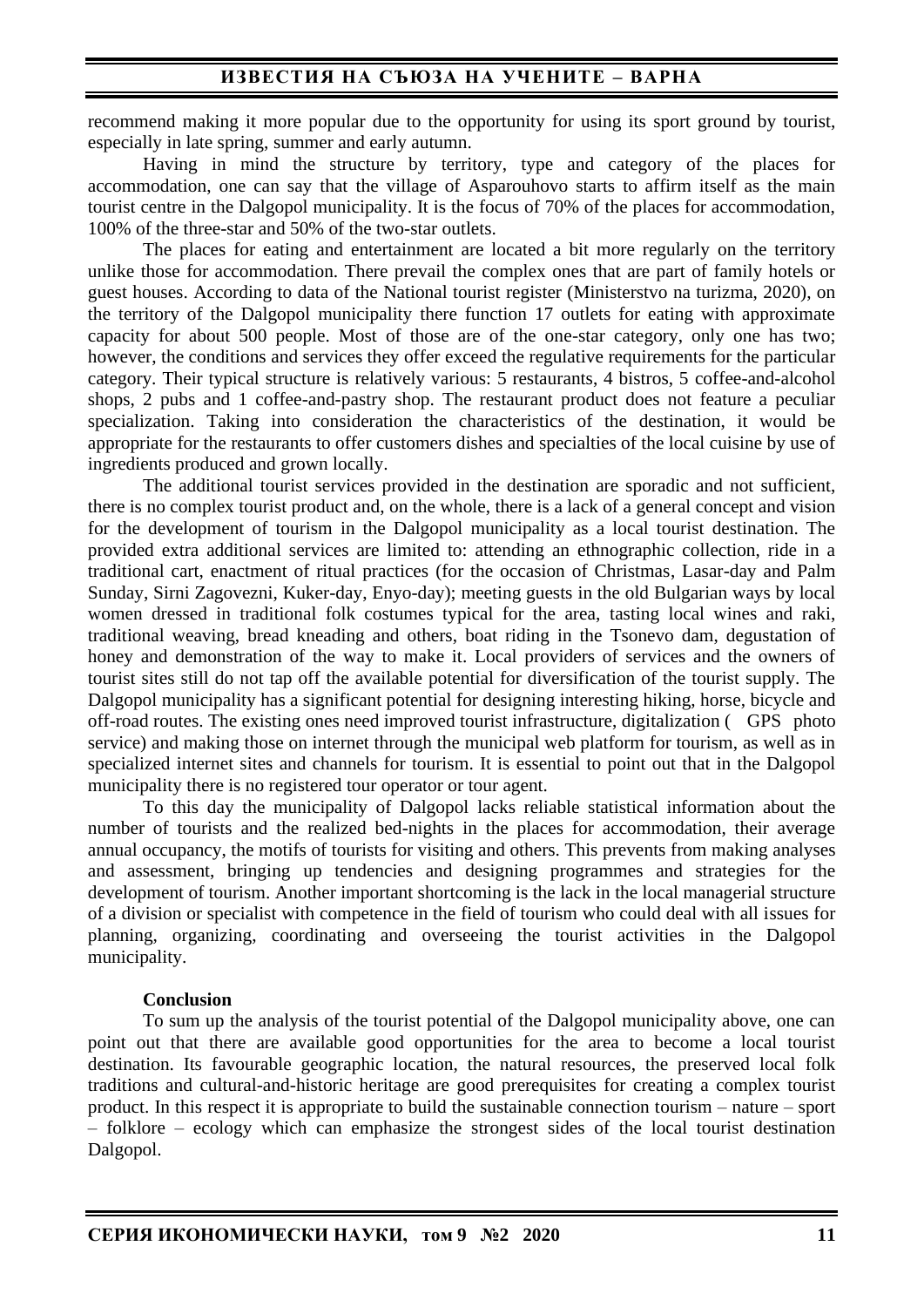recommend making it more popular due to the opportunity for using its sport ground by tourist, especially in late spring, summer and early autumn.

Having in mind the structure by territory, type and category of the places for accommodation, one can say that the village of Asparouhovo starts to affirm itself as the main tourist centre in the Dalgopol municipality. It is the focus of 70% of the places for accommodation, 100% of the three-star and 50% of the two-star outlets.

The places for eating and entertainment are located a bit more regularly on the territory unlike those for accommodation. There prevail the complex ones that are part of family hotels or guest houses. According to data of the National tourist register (Ministerstvo na turizma, 2020), on the territory of the Dalgopol municipality there function 17 outlets for eating with approximate capacity for about 500 people. Most of those are of the one-star category, only one has two; however, the conditions and services they offer exceed the regulative requirements for the particular category. Their typical structure is relatively various: 5 restaurants, 4 bistros, 5 coffee-and-alcohol shops, 2 pubs and 1 coffee-and-pastry shop. The restaurant product does not feature a peculiar specialization. Taking into consideration the characteristics of the destination, it would be appropriate for the restaurants to offer customers dishes and specialties of the local cuisine by use of ingredients produced and grown locally.

The additional tourist services provided in the destination are sporadic and not sufficient, there is no complex tourist product and, on the whole, there is a lack of a general concept and vision for the development of tourism in the Dalgopol municipality as a local tourist destination. The provided extra additional services are limited to: attending an ethnographic collection, ride in a traditional cart, enactment of ritual practices (for the occasion of Christmas, Lasar-day and Palm Sunday, Sirni Zagovezni, Kuker-day, Enyo-day); meeting guests in the old Bulgarian ways by local women dressed in traditional folk costumes typical for the area, tasting local wines and raki, traditional weaving, bread kneading and others, boat riding in the Tsonevo dam, degustation of honey and demonstration of the way to make it. Local providers of services and the owners of tourist sites still do not tap off the available potential for diversification of the tourist supply. The Dalgopol municipality has a significant potential for designing interesting hiking, horse, bicycle and off-road routes. The existing ones need improved tourist infrastructure, digitalization ( GPS photo service) and making those on internet through the municipal web platform for tourism, as well as in specialized internet sites and channels for tourism. It is essential to point out that in the Dalgopol municipality there is no registered tour operator or tour agent.

To this day the municipality of Dalgopol lacks reliable statistical information about the number of tourists and the realized bed-nights in the places for accommodation, their average annual occupancy, the motifs of tourists for visiting and others. This prevents from making analyses and assessment, bringing up tendencies and designing programmes and strategies for the development of tourism. Another important shortcoming is the lack in the local managerial structure of a division or specialist with competence in the field of tourism who could deal with all issues for planning, organizing, coordinating and overseeing the tourist activities in the Dalgopol municipality.

**Conclusion**

To sum up the analysis of the tourist potential of the Dalgopol municipality above, one can point out that there are available good opportunities for the area to become a local tourist destination. Its favourable geographic location, the natural resources, the preserved local folk traditions and cultural-and-historic heritage are good prerequisites for creating a complex tourist product. In this respect it is appropriate to build the sustainable connection tourism – nature – sport – folklore – ecology which can emphasize the strongest sides of the local tourist destination Dalgopol.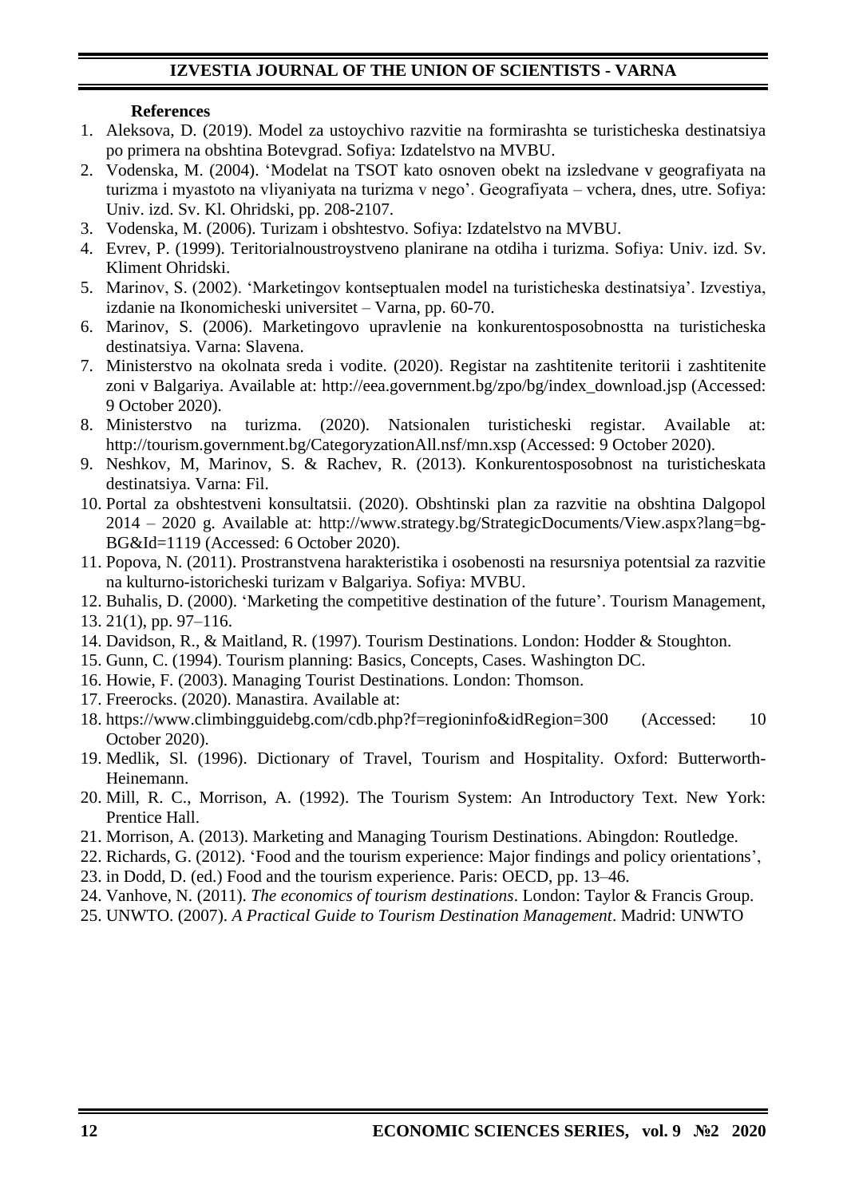**References**

1. Aleksova, D. (2019). Model za ustoychivo razvitie na formirashta se turisticheska destinatsiya po primera na obshtina Botevgrad. Sofiya: Izdatelstvo na MVBU.
2. Vodenska, M. (2004). 'Modelat na TSOT kato osnoven obekt na izsledvane v geografiyata na turizma i myastoto na vliyaniyata na turizma v nego'. Geografiyata – vchera, dnes, utre. Sofiya: Univ. izd. Sv. Kl. Ohridski, pp. 208-2107.
3. Vodenska, M. (2006). Turizam i obshtestvo. Sofiya: Izdatelstvo na MVBU.
4. Evrev, P. (1999). Teritorialnoustroystveno planirane na otdiha i turizma. Sofiya: Univ. izd. Sv. Kliment Ohridski.
5. Marinov, S. (2002). 'Marketingov kontseptualen model na turisticheska destinatsiya'. Izvestiya, izdanie na Ikonomicheski universitet – Varna, pp. 60-70.
6. Marinov, S. (2006). Marketingovo upravlenie na konkurentosposobnostta na turisticheska destinatsiya. Varna: Slavena.
7. Ministerstvo na okolnata sreda i vodite. (2020). Registar na zashtitenite teritorii i zashtitenite zoni v Balgariya. Available at: http://eea.government.bg/zpo/bg/index_download.jsp (Accessed: 9 October 2020).
8. Ministerstvo na turizma. (2020). Natsionalen turisticheski registar. Available at: http://tourism.government.bg/CategoryzationAll.nsf/mn.xsp (Accessed: 9 October 2020).
9. Neshkov, M, Marinov, S. & Rachev, R. (2013). Konkurentosposobnost na turisticheskata destinatsiya. Varna: Fil.
10. Portal za obshtestveni konsultatsii. (2020). Obshtinski plan za razvitie na obshtina Dalgopol 2014 – 2020 g. Available at: http://www.strategy.bg/StrategicDocuments/View.aspx?lang=bg-BG&Id=1119 (Accessed: 6 October 2020).
11. Popova, N. (2011). Prostranstvena harakteristika i osobenosti na resursniya potentsial za razvitie na kulturno-istoricheski turizam v Balgariya. Sofiya: MVBU.
12. Buhalis, D. (2000). 'Marketing the competitive destination of the future'. Tourism Management,
13. 21(1), pp. 97–116.
14. Davidson, R., & Maitland, R. (1997). Tourism Destinations. London: Hodder & Stoughton.
15. Gunn, C. (1994). Tourism planning: Basics, Concepts, Cases. Washington DC.
16. Howie, F. (2003). Managing Tourist Destinations. London: Thomson.
17. Freerocks. (2020). Manastira. Available at:
18. https://www.climbingguidebg.com/cdb.php?f=regioninfo&idRegion=300 (Accessed: 10 October 2020).
19. Medlik, Sl. (1996). Dictionary of Travel, Tourism and Hospitality. Oxford: Butterworth-Heinemann.
20. Mill, R. C., Morrison, A. (1992). The Tourism System: An Introductory Text. New York: Prentice Hall.
21. Morrison, A. (2013). Marketing and Managing Tourism Destinations. Abingdon: Routledge.
22. Richards, G. (2012). 'Food and the tourism experience: Major findings and policy orientations',
23. in Dodd, D. (ed.) Food and the tourism experience. Paris: OECD, pp. 13–46.
24. Vanhove, N. (2011). *The economics of tourism destinations*. London: Taylor & Francis Group.
25. UNWTO. (2007). *A Practical Guide to Tourism Destination Management*. Madrid: UNWTO